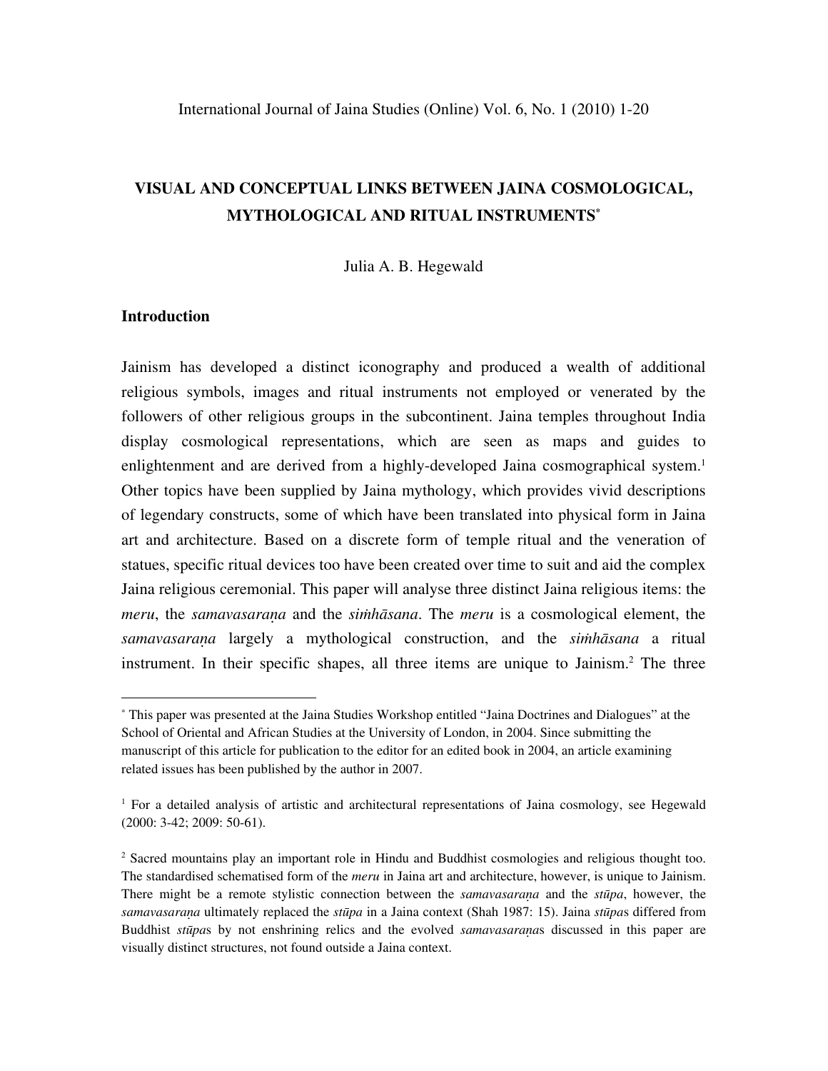# VISUAL AND CONCEPTUAL LINKS BETWEEN JAINA COSMOLOGICAL, MYTHOLOGICAL AND RITUAL INSTRUMENTS[*]

Julia A. B. Hegewald

## Introduction

Jainism has developed a distinct iconography and produced a wealth of additional religious symbols, images and ritual instruments not employed or venerated by the followers of other religious groups in the subcontinent. Jaina temples throughout India display cosmological representations, which are seen as maps and guides to enlightenment and are derived from a highly-developed Jaina cosmographical system.[1] Other topics have been supplied by Jaina mythology, which provides vivid descriptions of legendary constructs, some of which have been translated into physical form in Jaina art and architecture. Based on a discrete form of temple ritual and the veneration of statues, specific ritual devices too have been created over time to suit and aid the complex Jaina religious ceremonial. This paper will analyse three distinct Jaina religious items: the *meru*, the *samavasaraṇa* and the *siṁhāsana*. The *meru* is a cosmological element, the *samavasaraṇa* largely a mythological construction, and the *siṁhāsana* a ritual instrument. In their specific shapes, all three items are unique to Jainism.[2] The three

---

[*] This paper was presented at the Jaina Studies Workshop entitled "Jaina Doctrines and Dialogues" at the School of Oriental and African Studies at the University of London, in 2004. Since submitting the manuscript of this article for publication to the editor for an edited book in 2004, an article examining related issues has been published by the author in 2007.

[1] For a detailed analysis of artistic and architectural representations of Jaina cosmology, see Hegewald (2000: 3-42; 2009: 50-61).

[2] Sacred mountains play an important role in Hindu and Buddhist cosmologies and religious thought too. The standardised schematised form of the *meru* in Jaina art and architecture, however, is unique to Jainism. There might be a remote stylistic connection between the *samavasaraṇa* and the *stūpa*, however, the *samavasaraṇa* ultimately replaced the *stūpa* in a Jaina context (Shah 1987: 15). Jaina *stūpa*s differed from Buddhist *stūpa*s by not enshrining relics and the evolved *samavasaraṇa*s discussed in this paper are visually distinct structures, not found outside a Jaina context.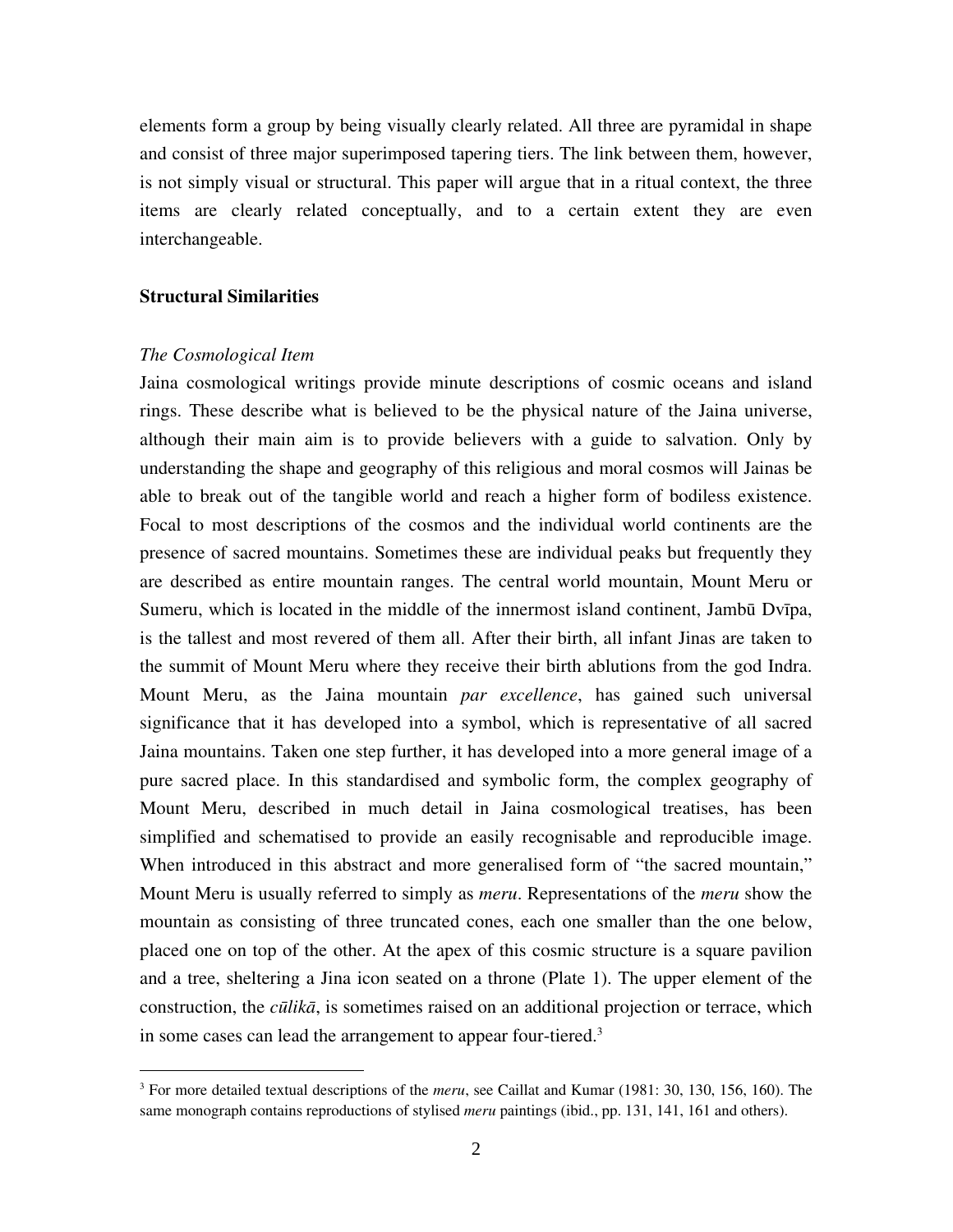elements form a group by being visually clearly related. All three are pyramidal in shape and consist of three major superimposed tapering tiers. The link between them, however, is not simply visual or structural. This paper will argue that in a ritual context, the three items are clearly related conceptually, and to a certain extent they are even interchangeable.

## Structural Similarities

### *The Cosmological Item*

Jaina cosmological writings provide minute descriptions of cosmic oceans and island rings. These describe what is believed to be the physical nature of the Jaina universe, although their main aim is to provide believers with a guide to salvation. Only by understanding the shape and geography of this religious and moral cosmos will Jainas be able to break out of the tangible world and reach a higher form of bodiless existence. Focal to most descriptions of the cosmos and the individual world continents are the presence of sacred mountains. Sometimes these are individual peaks but frequently they are described as entire mountain ranges. The central world mountain, Mount Meru or Sumeru, which is located in the middle of the innermost island continent, Jambū Dvīpa, is the tallest and most revered of them all. After their birth, all infant Jinas are taken to the summit of Mount Meru where they receive their birth ablutions from the god Indra. Mount Meru, as the Jaina mountain *par excellence*, has gained such universal significance that it has developed into a symbol, which is representative of all sacred Jaina mountains. Taken one step further, it has developed into a more general image of a pure sacred place. In this standardised and symbolic form, the complex geography of Mount Meru, described in much detail in Jaina cosmological treatises, has been simplified and schematised to provide an easily recognisable and reproducible image. When introduced in this abstract and more generalised form of "the sacred mountain," Mount Meru is usually referred to simply as *meru*. Representations of the *meru* show the mountain as consisting of three truncated cones, each one smaller than the one below, placed one on top of the other. At the apex of this cosmic structure is a square pavilion and a tree, sheltering a Jina icon seated on a throne (Plate 1). The upper element of the construction, the *cūlikā*, is sometimes raised on an additional projection or terrace, which in some cases can lead the arrangement to appear four-tiered.[3]

---

[3] For more detailed textual descriptions of the *meru*, see Caillat and Kumar (1981: 30, 130, 156, 160). The same monograph contains reproductions of stylised *meru* paintings (ibid., pp. 131, 141, 161 and others).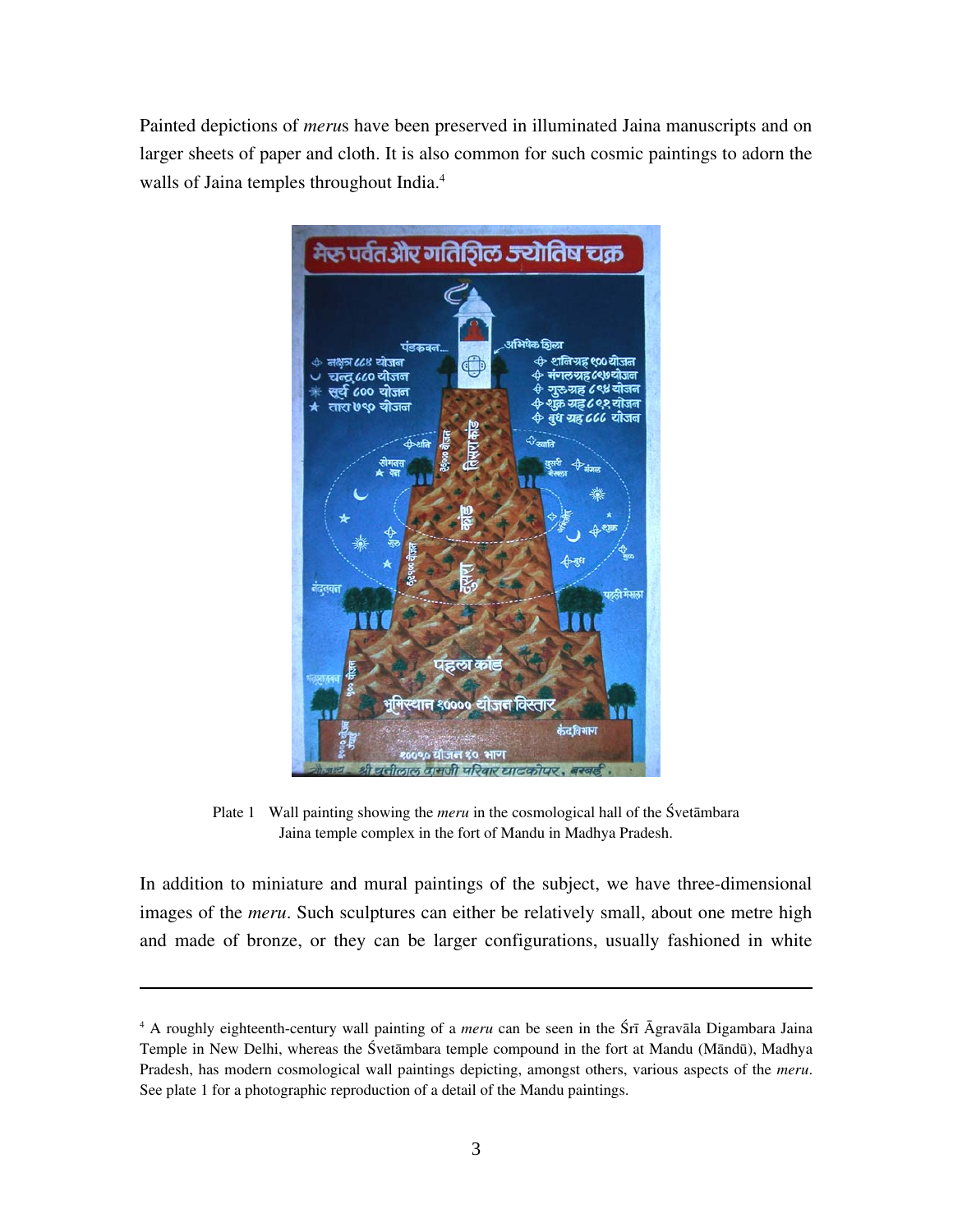Painted depictions of *meru*s have been preserved in illuminated Jaina manuscripts and on larger sheets of paper and cloth. It is also common for such cosmic paintings to adorn the walls of Jaina temples throughout India.[4]

Plate 1 Wall painting showing the *meru* in the cosmological hall of the Śvetāmbara Jaina temple complex in the fort of Mandu in Madhya Pradesh.

In addition to miniature and mural paintings of the subject, we have three-dimensional images of the *meru*. Such sculptures can either be relatively small, about one metre high and made of bronze, or they can be larger configurations, usually fashioned in white

---

[4] A roughly eighteenth-century wall painting of a *meru* can be seen in the Śrī Āgravāla Digambara Jaina Temple in New Delhi, whereas the Śvetāmbara temple compound in the fort at Mandu (Māndū), Madhya Pradesh, has modern cosmological wall paintings depicting, amongst others, various aspects of the *meru*. See plate 1 for a photographic reproduction of a detail of the Mandu paintings.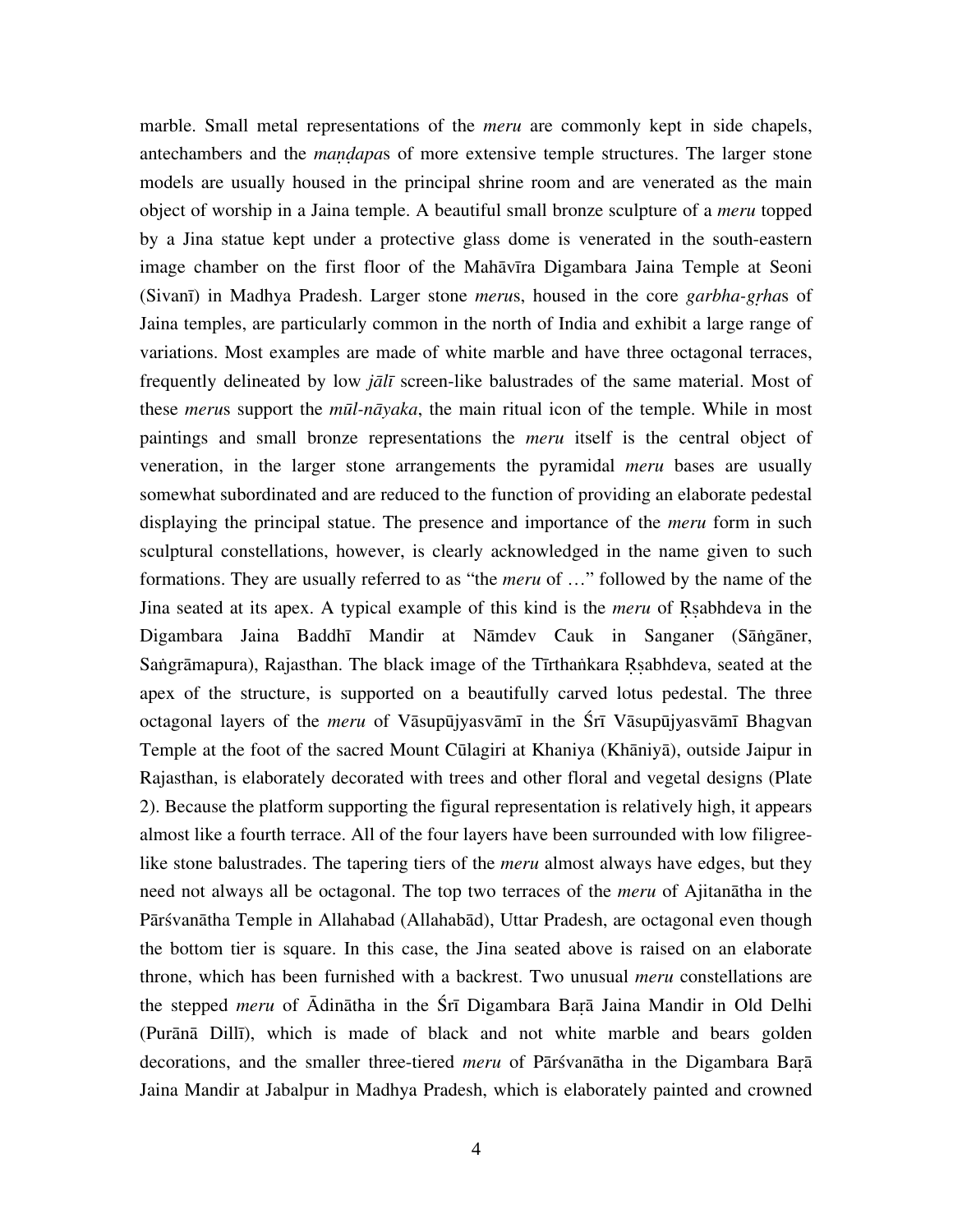marble. Small metal representations of the *meru* are commonly kept in side chapels, antechambers and the *maṇḍapa*s of more extensive temple structures. The larger stone models are usually housed in the principal shrine room and are venerated as the main object of worship in a Jaina temple. A beautiful small bronze sculpture of a *meru* topped by a Jina statue kept under a protective glass dome is venerated in the south-eastern image chamber on the first floor of the Mahāvīra Digambara Jaina Temple at Seoni (Sivanī) in Madhya Pradesh. Larger stone *meru*s, housed in the core *garbha-gṛha*s of Jaina temples, are particularly common in the north of India and exhibit a large range of variations. Most examples are made of white marble and have three octagonal terraces, frequently delineated by low *jālī* screen-like balustrades of the same material. Most of these *meru*s support the *mūl-nāyaka*, the main ritual icon of the temple. While in most paintings and small bronze representations the *meru* itself is the central object of veneration, in the larger stone arrangements the pyramidal *meru* bases are usually somewhat subordinated and are reduced to the function of providing an elaborate pedestal displaying the principal statue. The presence and importance of the *meru* form in such sculptural constellations, however, is clearly acknowledged in the name given to such formations. They are usually referred to as "the *meru* of …" followed by the name of the Jina seated at its apex. A typical example of this kind is the *meru* of Ṛṣabhdeva in the Digambara Jaina Baddhī Mandir at Nāmdev Cauk in Sanganer (Sāṅgāner, Saṅgrāmapura), Rajasthan. The black image of the Tīrthaṅkara Ṛṣabhdeva, seated at the apex of the structure, is supported on a beautifully carved lotus pedestal. The three octagonal layers of the *meru* of Vāsupūjyasvāmī in the Śrī Vāsupūjyasvāmī Bhagvan Temple at the foot of the sacred Mount Cūlagiri at Khaniya (Khāniyā), outside Jaipur in Rajasthan, is elaborately decorated with trees and other floral and vegetal designs (Plate 2). Because the platform supporting the figural representation is relatively high, it appears almost like a fourth terrace. All of the four layers have been surrounded with low filigree-like stone balustrades. The tapering tiers of the *meru* almost always have edges, but they need not always all be octagonal. The top two terraces of the *meru* of Ajitanātha in the Pārśvanātha Temple in Allahabad (Allahabād), Uttar Pradesh, are octagonal even though the bottom tier is square. In this case, the Jina seated above is raised on an elaborate throne, which has been furnished with a backrest. Two unusual *meru* constellations are the stepped *meru* of Ādinātha in the Śrī Digambara Baṛā Jaina Mandir in Old Delhi (Purānā Dillī), which is made of black and not white marble and bears golden decorations, and the smaller three-tiered *meru* of Pārśvanātha in the Digambara Baṛā Jaina Mandir at Jabalpur in Madhya Pradesh, which is elaborately painted and crowned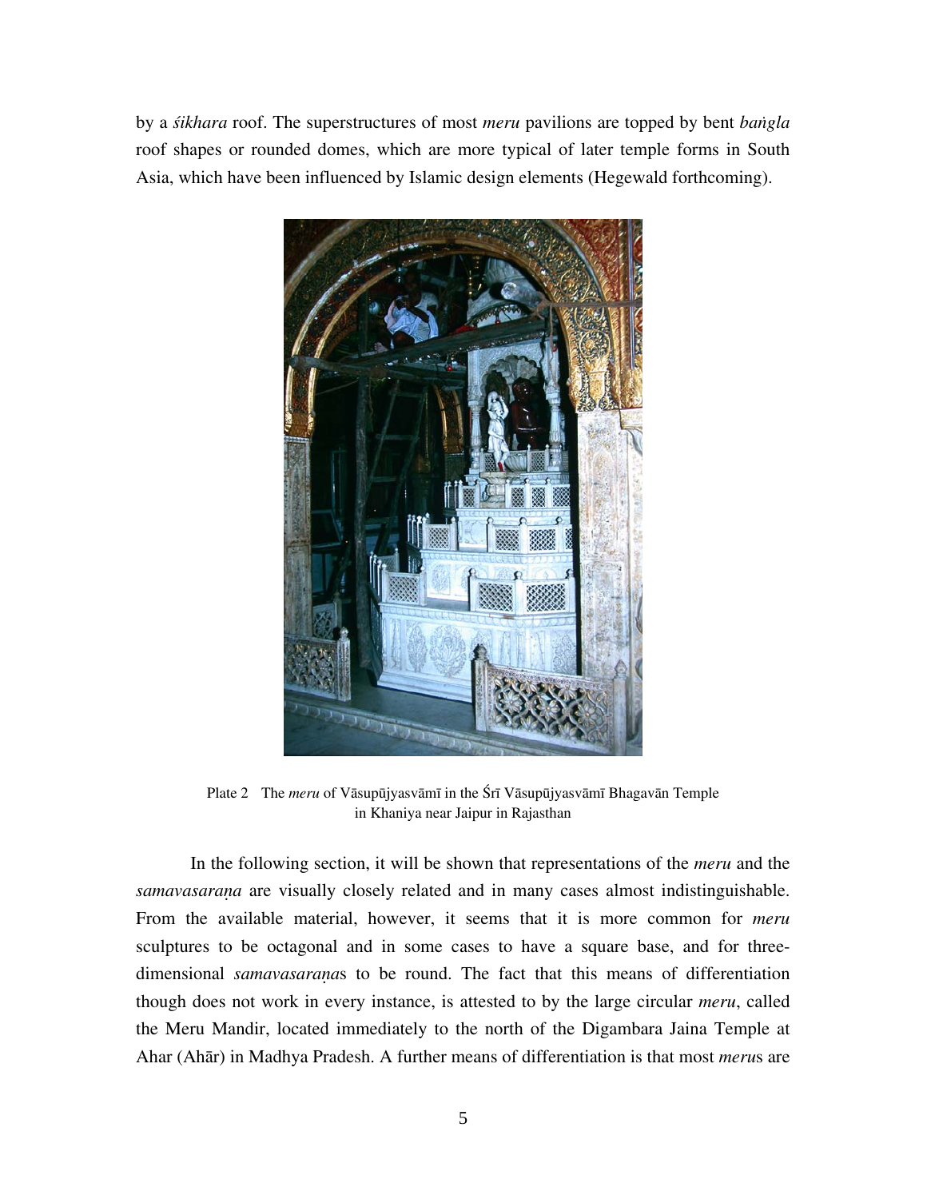by a *śikhara* roof. The superstructures of most *meru* pavilions are topped by bent *baṅgla* roof shapes or rounded domes, which are more typical of later temple forms in South Asia, which have been influenced by Islamic design elements (Hegewald forthcoming).

Plate 2 The *meru* of Vāsupūjyasvāmī in the Śrī Vāsupūjyasvāmī Bhagavān Temple in Khaniya near Jaipur in Rajasthan

In the following section, it will be shown that representations of the *meru* and the *samavasaraṇa* are visually closely related and in many cases almost indistinguishable. From the available material, however, it seems that it is more common for *meru* sculptures to be octagonal and in some cases to have a square base, and for three-dimensional *samavasaraṇa*s to be round. The fact that this means of differentiation though does not work in every instance, is attested to by the large circular *meru*, called the Meru Mandir, located immediately to the north of the Digambara Jaina Temple at Ahar (Ahār) in Madhya Pradesh. A further means of differentiation is that most *meru*s are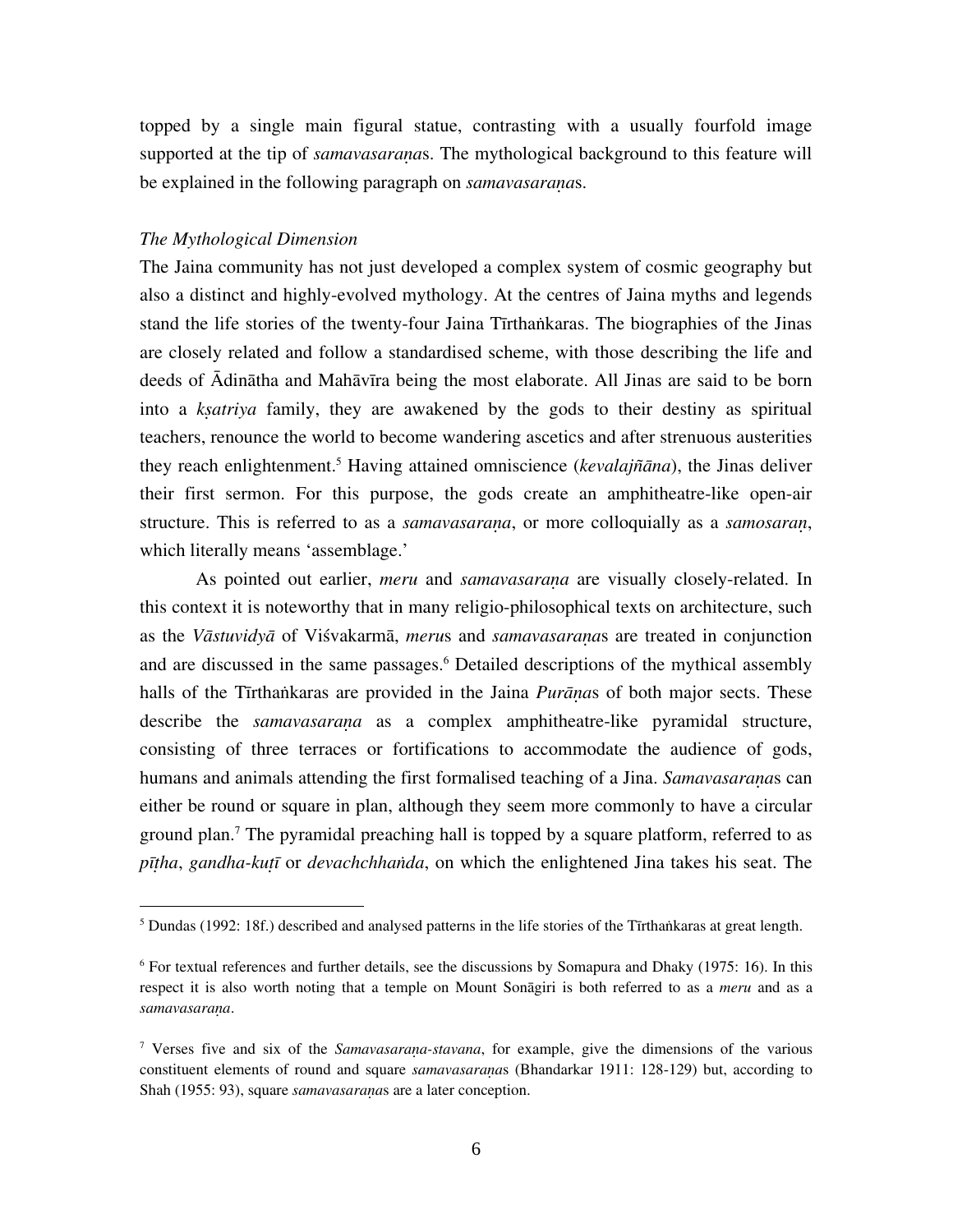topped by a single main figural statue, contrasting with a usually fourfold image supported at the tip of *samavasaraṇa*s. The mythological background to this feature will be explained in the following paragraph on *samavasaraṇa*s.

### *The Mythological Dimension*

The Jaina community has not just developed a complex system of cosmic geography but also a distinct and highly-evolved mythology. At the centres of Jaina myths and legends stand the life stories of the twenty-four Jaina Tīrthaṅkaras. The biographies of the Jinas are closely related and follow a standardised scheme, with those describing the life and deeds of Ādinātha and Mahāvīra being the most elaborate. All Jinas are said to be born into a *kṣatriya* family, they are awakened by the gods to their destiny as spiritual teachers, renounce the world to become wandering ascetics and after strenuous austerities they reach enlightenment.[5] Having attained omniscience (*kevalajñāna*), the Jinas deliver their first sermon. For this purpose, the gods create an amphitheatre-like open-air structure. This is referred to as a *samavasaraṇa*, or more colloquially as a *samosaraṇ*, which literally means 'assemblage.'

As pointed out earlier, *meru* and *samavasaraṇa* are visually closely-related. In this context it is noteworthy that in many religio-philosophical texts on architecture, such as the *Vāstuvidyā* of Viśvakarmā, *meru*s and *samavasaraṇa*s are treated in conjunction and are discussed in the same passages.[6] Detailed descriptions of the mythical assembly halls of the Tīrthaṅkaras are provided in the Jaina *Purāṇa*s of both major sects. These describe the *samavasaraṇa* as a complex amphitheatre-like pyramidal structure, consisting of three terraces or fortifications to accommodate the audience of gods, humans and animals attending the first formalised teaching of a Jina. *Samavasaraṇa*s can either be round or square in plan, although they seem more commonly to have a circular ground plan.[7] The pyramidal preaching hall is topped by a square platform, referred to as *pīṭha*, *gandha-kuṭī* or *devachchhaṅda*, on which the enlightened Jina takes his seat. The

---

[5] Dundas (1992: 18f.) described and analysed patterns in the life stories of the Tīrthaṅkaras at great length.

[6] For textual references and further details, see the discussions by Somapura and Dhaky (1975: 16). In this respect it is also worth noting that a temple on Mount Sonāgiri is both referred to as a *meru* and as a *samavasaraṇa*.

[7] Verses five and six of the *Samavasaraṇa-stavana*, for example, give the dimensions of the various constituent elements of round and square *samavasaraṇa*s (Bhandarkar 1911: 128-129) but, according to Shah (1955: 93), square *samavasaraṇa*s are a later conception.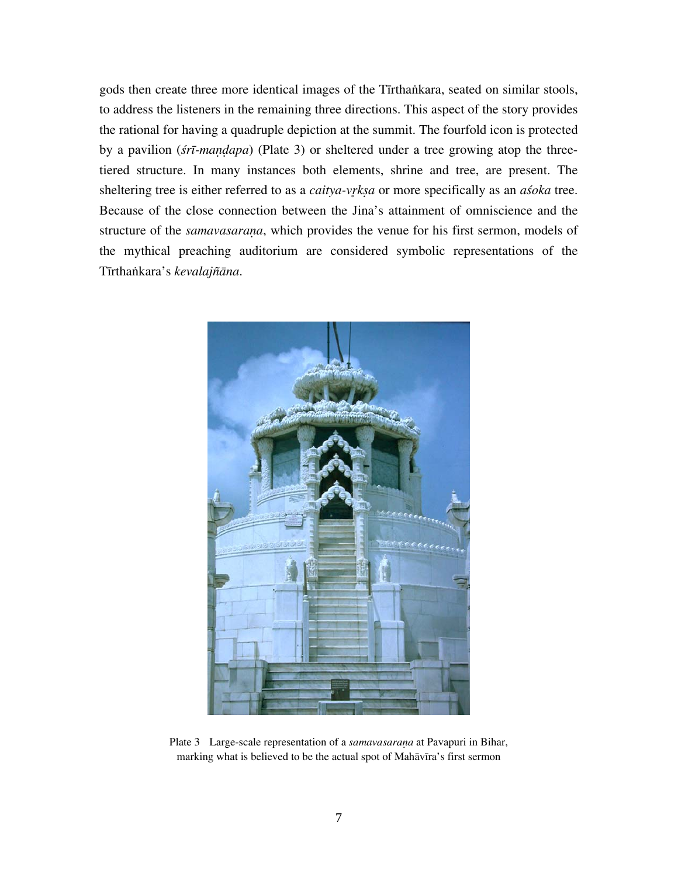gods then create three more identical images of the Tīrthaṅkara, seated on similar stools, to address the listeners in the remaining three directions. This aspect of the story provides the rational for having a quadruple depiction at the summit. The fourfold icon is protected by a pavilion (*śrī-maṇḍapa*) (Plate 3) or sheltered under a tree growing atop the three-tiered structure. In many instances both elements, shrine and tree, are present. The sheltering tree is either referred to as a *caitya-vṛkṣa* or more specifically as an *aśoka* tree. Because of the close connection between the Jina's attainment of omniscience and the structure of the *samavasaraṇa*, which provides the venue for his first sermon, models of the mythical preaching auditorium are considered symbolic representations of the Tīrthaṅkara's *kevalajñāna*.

Plate 3 Large-scale representation of a *samavasaraṇa* at Pavapuri in Bihar, marking what is believed to be the actual spot of Mahāvīra's first sermon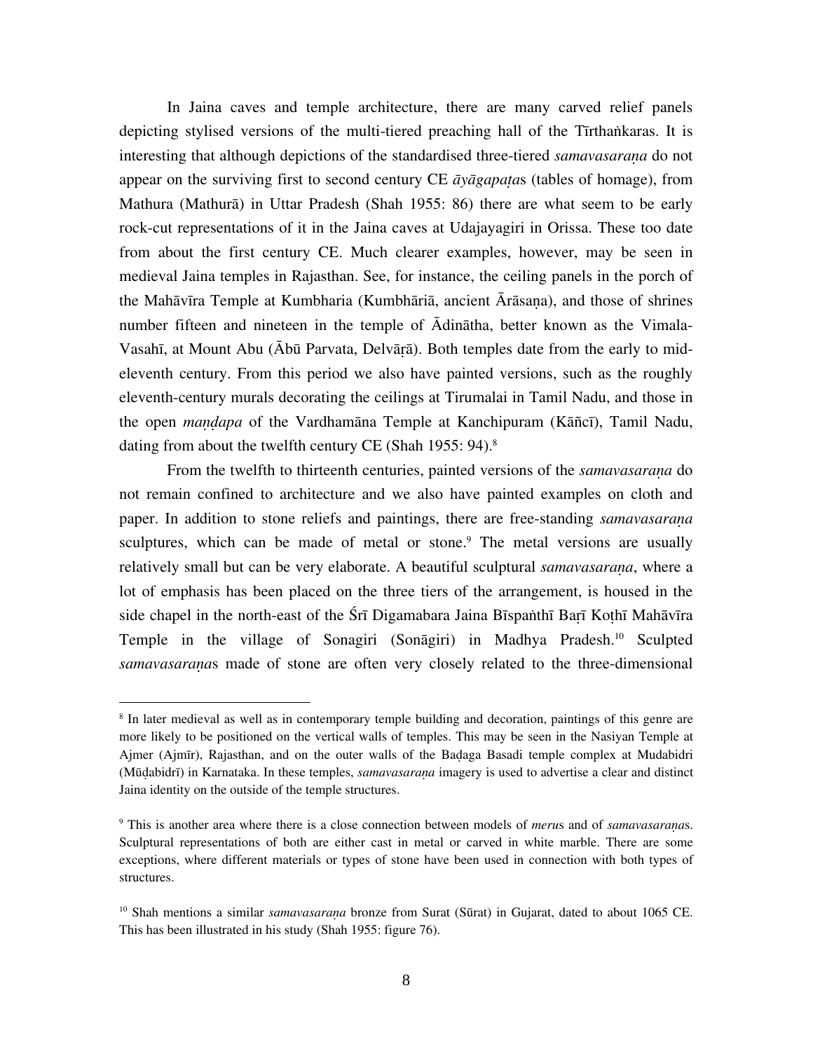In Jaina caves and temple architecture, there are many carved relief panels depicting stylised versions of the multi-tiered preaching hall of the Tīrthaṅkaras. It is interesting that although depictions of the standardised three-tiered *samavasaraṇa* do not appear on the surviving first to second century CE *āyāgapaṭa*s (tables of homage), from Mathura (Mathurā) in Uttar Pradesh (Shah 1955: 86) there are what seem to be early rock-cut representations of it in the Jaina caves at Udajayagiri in Orissa. These too date from about the first century CE. Much clearer examples, however, may be seen in medieval Jaina temples in Rajasthan. See, for instance, the ceiling panels in the porch of the Mahāvīra Temple at Kumbharia (Kumbhāriā, ancient Ārāsaṇa), and those of shrines number fifteen and nineteen in the temple of Ādinātha, better known as the Vimala-Vasahī, at Mount Abu (Ābū Parvata, Delvāṛā). Both temples date from the early to mid-eleventh century. From this period we also have painted versions, such as the roughly eleventh-century murals decorating the ceilings at Tirumalai in Tamil Nadu, and those in the open *maṇḍapa* of the Vardhamāna Temple at Kanchipuram (Kāñcī), Tamil Nadu, dating from about the twelfth century CE (Shah 1955: 94).[8]

From the twelfth to thirteenth centuries, painted versions of the *samavasaraṇa* do not remain confined to architecture and we also have painted examples on cloth and paper. In addition to stone reliefs and paintings, there are free-standing *samavasaraṇa* sculptures, which can be made of metal or stone.[9] The metal versions are usually relatively small but can be very elaborate. A beautiful sculptural *samavasaraṇa*, where a lot of emphasis has been placed on the three tiers of the arrangement, is housed in the side chapel in the north-east of the Śrī Digamabara Jaina Bīspaṅthī Baṛī Koṭhī Mahāvīra Temple in the village of Sonagiri (Sonāgiri) in Madhya Pradesh.[10] Sculpted *samavasaraṇa*s made of stone are often very closely related to the three-dimensional

---

[8] In later medieval as well as in contemporary temple building and decoration, paintings of this genre are more likely to be positioned on the vertical walls of temples. This may be seen in the Nasiyan Temple at Ajmer (Ajmīr), Rajasthan, and on the outer walls of the Baḍaga Basadi temple complex at Mudabidri (Mūḍabidrī) in Karnataka. In these temples, *samavasaraṇa* imagery is used to advertise a clear and distinct Jaina identity on the outside of the temple structures.

[9] This is another area where there is a close connection between models of *meru*s and of *samavasaraṇa*s. Sculptural representations of both are either cast in metal or carved in white marble. There are some exceptions, where different materials or types of stone have been used in connection with both types of structures.

[10] Shah mentions a similar *samavasaraṇa* bronze from Surat (Sūrat) in Gujarat, dated to about 1065 CE. This has been illustrated in his study (Shah 1955: figure 76).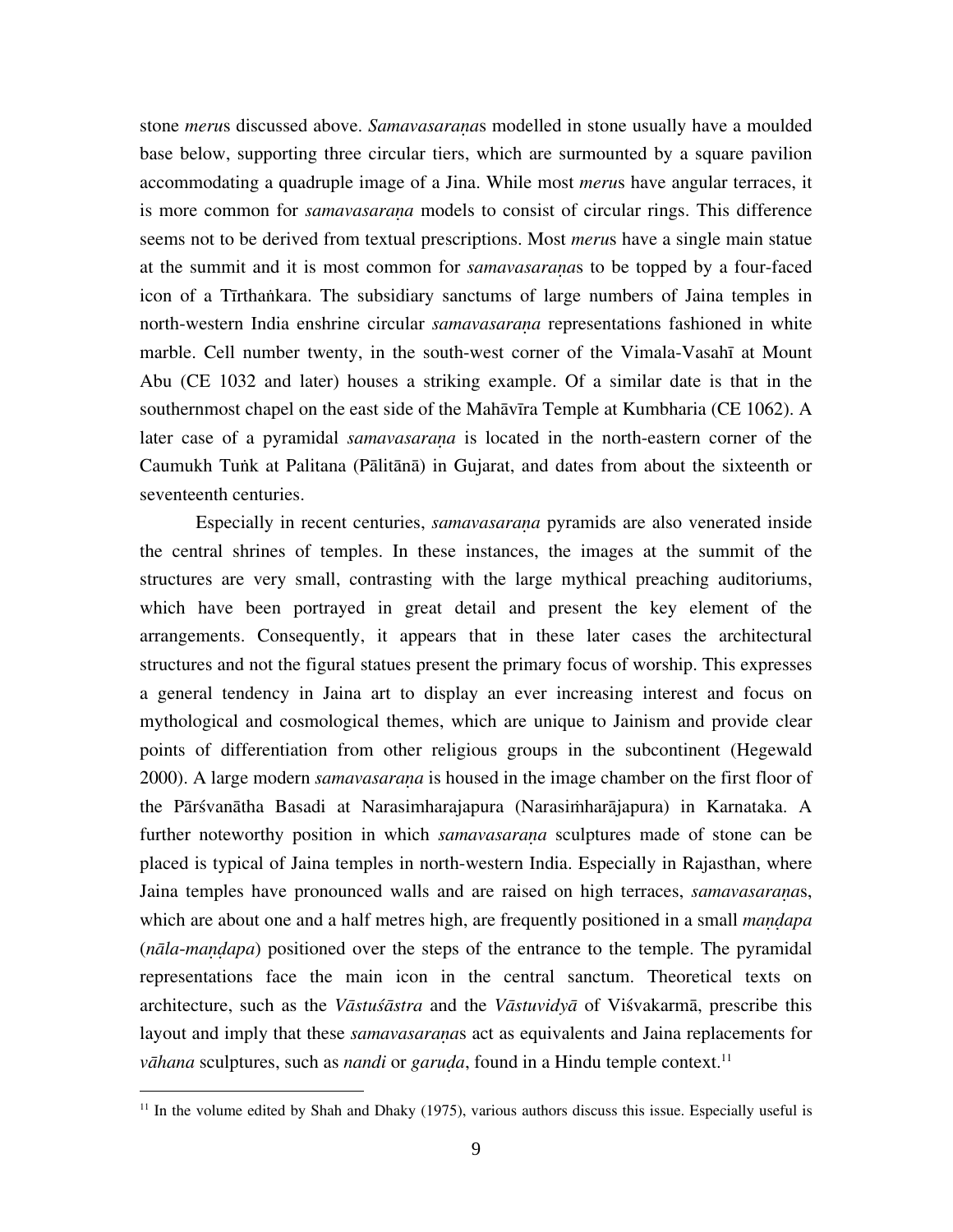stone *meru*s discussed above. *Samavasaraṇa*s modelled in stone usually have a moulded base below, supporting three circular tiers, which are surmounted by a square pavilion accommodating a quadruple image of a Jina. While most *meru*s have angular terraces, it is more common for *samavasaraṇa* models to consist of circular rings. This difference seems not to be derived from textual prescriptions. Most *meru*s have a single main statue at the summit and it is most common for *samavasaraṇa*s to be topped by a four-faced icon of a Tīrthaṅkara. The subsidiary sanctums of large numbers of Jaina temples in north-western India enshrine circular *samavasaraṇa* representations fashioned in white marble. Cell number twenty, in the south-west corner of the Vimala-Vasahī at Mount Abu (CE 1032 and later) houses a striking example. Of a similar date is that in the southernmost chapel on the east side of the Mahāvīra Temple at Kumbharia (CE 1062). A later case of a pyramidal *samavasaraṇa* is located in the north-eastern corner of the Caumukh Tuṅk at Palitana (Pālitānā) in Gujarat, and dates from about the sixteenth or seventeenth centuries.

Especially in recent centuries, *samavasaraṇa* pyramids are also venerated inside the central shrines of temples. In these instances, the images at the summit of the structures are very small, contrasting with the large mythical preaching auditoriums, which have been portrayed in great detail and present the key element of the arrangements. Consequently, it appears that in these later cases the architectural structures and not the figural statues present the primary focus of worship. This expresses a general tendency in Jaina art to display an ever increasing interest and focus on mythological and cosmological themes, which are unique to Jainism and provide clear points of differentiation from other religious groups in the subcontinent (Hegewald 2000). A large modern *samavasaraṇa* is housed in the image chamber on the first floor of the Pārśvanātha Basadi at Narasimharajapura (Narasiṁharājapura) in Karnataka. A further noteworthy position in which *samavasaraṇa* sculptures made of stone can be placed is typical of Jaina temples in north-western India. Especially in Rajasthan, where Jaina temples have pronounced walls and are raised on high terraces, *samavasaraṇa*s, which are about one and a half metres high, are frequently positioned in a small *maṇḍapa* (*nāla-maṇḍapa*) positioned over the steps of the entrance to the temple. The pyramidal representations face the main icon in the central sanctum. Theoretical texts on architecture, such as the *Vāstuśāstra* and the *Vāstuvidyā* of Viśvakarmā, prescribe this layout and imply that these *samavasaraṇa*s act as equivalents and Jaina replacements for *vāhana* sculptures, such as *nandi* or *garuḍa*, found in a Hindu temple context.[11]

---

[11] In the volume edited by Shah and Dhaky (1975), various authors discuss this issue. Especially useful is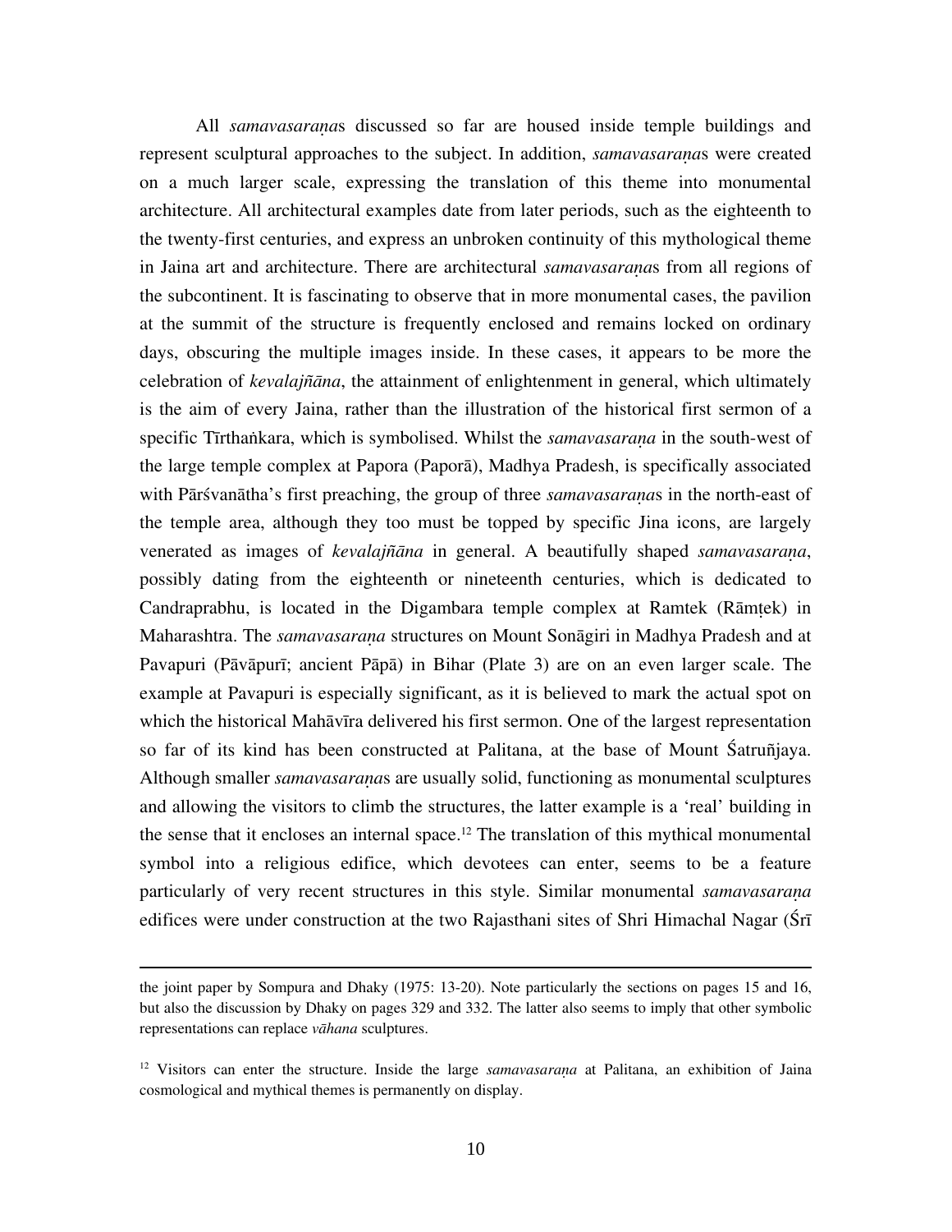All *samavasaraṇa*s discussed so far are housed inside temple buildings and represent sculptural approaches to the subject. In addition, *samavasaraṇa*s were created on a much larger scale, expressing the translation of this theme into monumental architecture. All architectural examples date from later periods, such as the eighteenth to the twenty-first centuries, and express an unbroken continuity of this mythological theme in Jaina art and architecture. There are architectural *samavasaraṇa*s from all regions of the subcontinent. It is fascinating to observe that in more monumental cases, the pavilion at the summit of the structure is frequently enclosed and remains locked on ordinary days, obscuring the multiple images inside. In these cases, it appears to be more the celebration of *kevalajñāna*, the attainment of enlightenment in general, which ultimately is the aim of every Jaina, rather than the illustration of the historical first sermon of a specific Tīrthaṅkara, which is symbolised. Whilst the *samavasaraṇa* in the south-west of the large temple complex at Papora (Paporā), Madhya Pradesh, is specifically associated with Pārśvanātha's first preaching, the group of three *samavasaraṇa*s in the north-east of the temple area, although they too must be topped by specific Jina icons, are largely venerated as images of *kevalajñāna* in general. A beautifully shaped *samavasaraṇa*, possibly dating from the eighteenth or nineteenth centuries, which is dedicated to Candraprabhu, is located in the Digambara temple complex at Ramtek (Rāmṭek) in Maharashtra. The *samavasaraṇa* structures on Mount Sonāgiri in Madhya Pradesh and at Pavapuri (Pāvāpurī; ancient Pāpā) in Bihar (Plate 3) are on an even larger scale. The example at Pavapuri is especially significant, as it is believed to mark the actual spot on which the historical Mahāvīra delivered his first sermon. One of the largest representation so far of its kind has been constructed at Palitana, at the base of Mount Śatruñjaya. Although smaller *samavasaraṇa*s are usually solid, functioning as monumental sculptures and allowing the visitors to climb the structures, the latter example is a 'real' building in the sense that it encloses an internal space.[12] The translation of this mythical monumental symbol into a religious edifice, which devotees can enter, seems to be a feature particularly of very recent structures in this style. Similar monumental *samavasaraṇa* edifices were under construction at the two Rajasthani sites of Shri Himachal Nagar (Śrī

---

the joint paper by Sompura and Dhaky (1975: 13-20). Note particularly the sections on pages 15 and 16, but also the discussion by Dhaky on pages 329 and 332. The latter also seems to imply that other symbolic representations can replace *vāhana* sculptures.

[12] Visitors can enter the structure. Inside the large *samavasaraṇa* at Palitana, an exhibition of Jaina cosmological and mythical themes is permanently on display.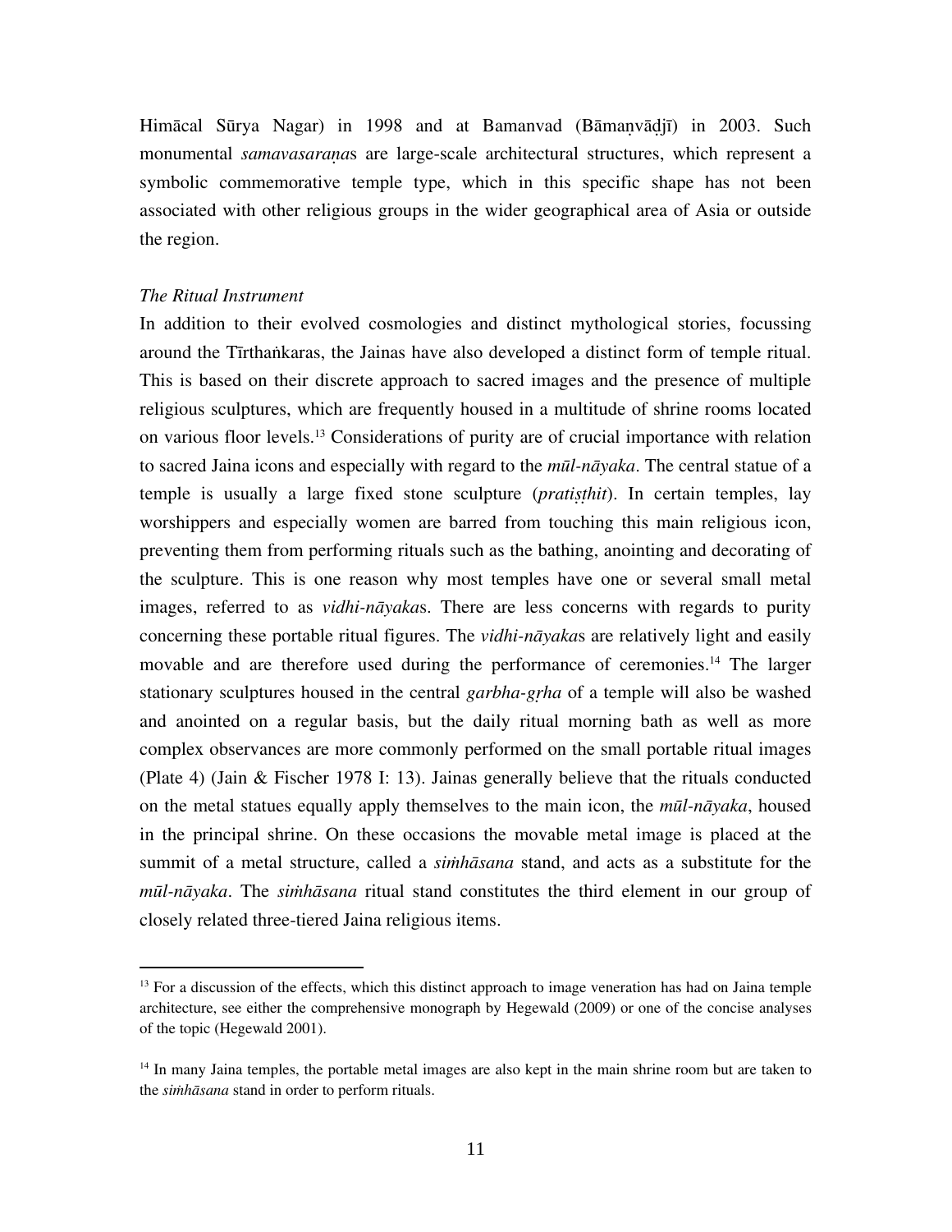Himācal Sūrya Nagar) in 1998 and at Bamanvad (Bāmaṇvāḍjī) in 2003. Such monumental *samavasaraṇa*s are large-scale architectural structures, which represent a symbolic commemorative temple type, which in this specific shape has not been associated with other religious groups in the wider geographical area of Asia or outside the region.

*The Ritual Instrument*

In addition to their evolved cosmologies and distinct mythological stories, focussing around the Tīrthaṅkaras, the Jainas have also developed a distinct form of temple ritual. This is based on their discrete approach to sacred images and the presence of multiple religious sculptures, which are frequently housed in a multitude of shrine rooms located on various floor levels.[13] Considerations of purity are of crucial importance with relation to sacred Jaina icons and especially with regard to the *mūl-nāyaka*. The central statue of a temple is usually a large fixed stone sculpture (*pratiṣṭhit*). In certain temples, lay worshippers and especially women are barred from touching this main religious icon, preventing them from performing rituals such as the bathing, anointing and decorating of the sculpture. This is one reason why most temples have one or several small metal images, referred to as *vidhi-nāyaka*s. There are less concerns with regards to purity concerning these portable ritual figures. The *vidhi-nāyaka*s are relatively light and easily movable and are therefore used during the performance of ceremonies.[14] The larger stationary sculptures housed in the central *garbha-gṛha* of a temple will also be washed and anointed on a regular basis, but the daily ritual morning bath as well as more complex observances are more commonly performed on the small portable ritual images (Plate 4) (Jain & Fischer 1978 I: 13). Jainas generally believe that the rituals conducted on the metal statues equally apply themselves to the main icon, the *mūl-nāyaka*, housed in the principal shrine. On these occasions the movable metal image is placed at the summit of a metal structure, called a *siṁhāsana* stand, and acts as a substitute for the *mūl-nāyaka*. The *siṁhāsana* ritual stand constitutes the third element in our group of closely related three-tiered Jaina religious items.

---

[13] For a discussion of the effects, which this distinct approach to image veneration has had on Jaina temple architecture, see either the comprehensive monograph by Hegewald (2009) or one of the concise analyses of the topic (Hegewald 2001).

[14] In many Jaina temples, the portable metal images are also kept in the main shrine room but are taken to the *siṁhāsana* stand in order to perform rituals.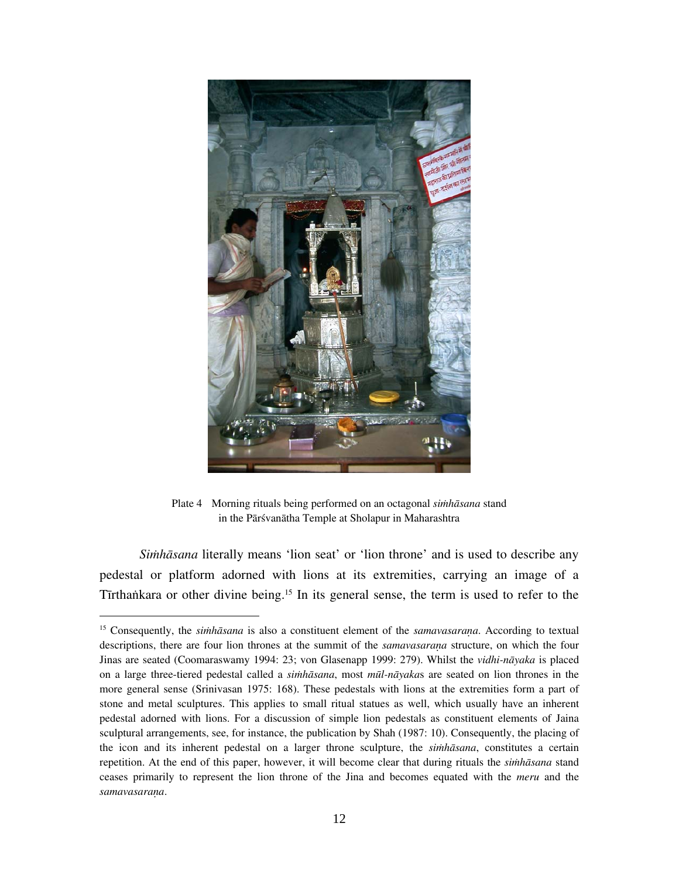Plate 4 Morning rituals being performed on an octagonal *siṁhāsana* stand in the Pārśvanātha Temple at Sholapur in Maharashtra

*Siṁhāsana* literally means 'lion seat' or 'lion throne' and is used to describe any pedestal or platform adorned with lions at its extremities, carrying an image of a Tīrthaṅkara or other divine being.[15] In its general sense, the term is used to refer to the

---

[15] Consequently, the *siṁhāsana* is also a constituent element of the *samavasaraṇa*. According to textual descriptions, there are four lion thrones at the summit of the *samavasaraṇa* structure, on which the four Jinas are seated (Coomaraswamy 1994: 23; von Glasenapp 1999: 279). Whilst the *vidhi-nāyaka* is placed on a large three-tiered pedestal called a *siṁhāsana*, most *mūl-nāyaka*s are seated on lion thrones in the more general sense (Srinivasan 1975: 168). These pedestals with lions at the extremities form a part of stone and metal sculptures. This applies to small ritual statues as well, which usually have an inherent pedestal adorned with lions. For a discussion of simple lion pedestals as constituent elements of Jaina sculptural arrangements, see, for instance, the publication by Shah (1987: 10). Consequently, the placing of the icon and its inherent pedestal on a larger throne sculpture, the *siṁhāsana*, constitutes a certain repetition. At the end of this paper, however, it will become clear that during rituals the *siṁhāsana* stand ceases primarily to represent the lion throne of the Jina and becomes equated with the *meru* and the *samavasaraṇa*.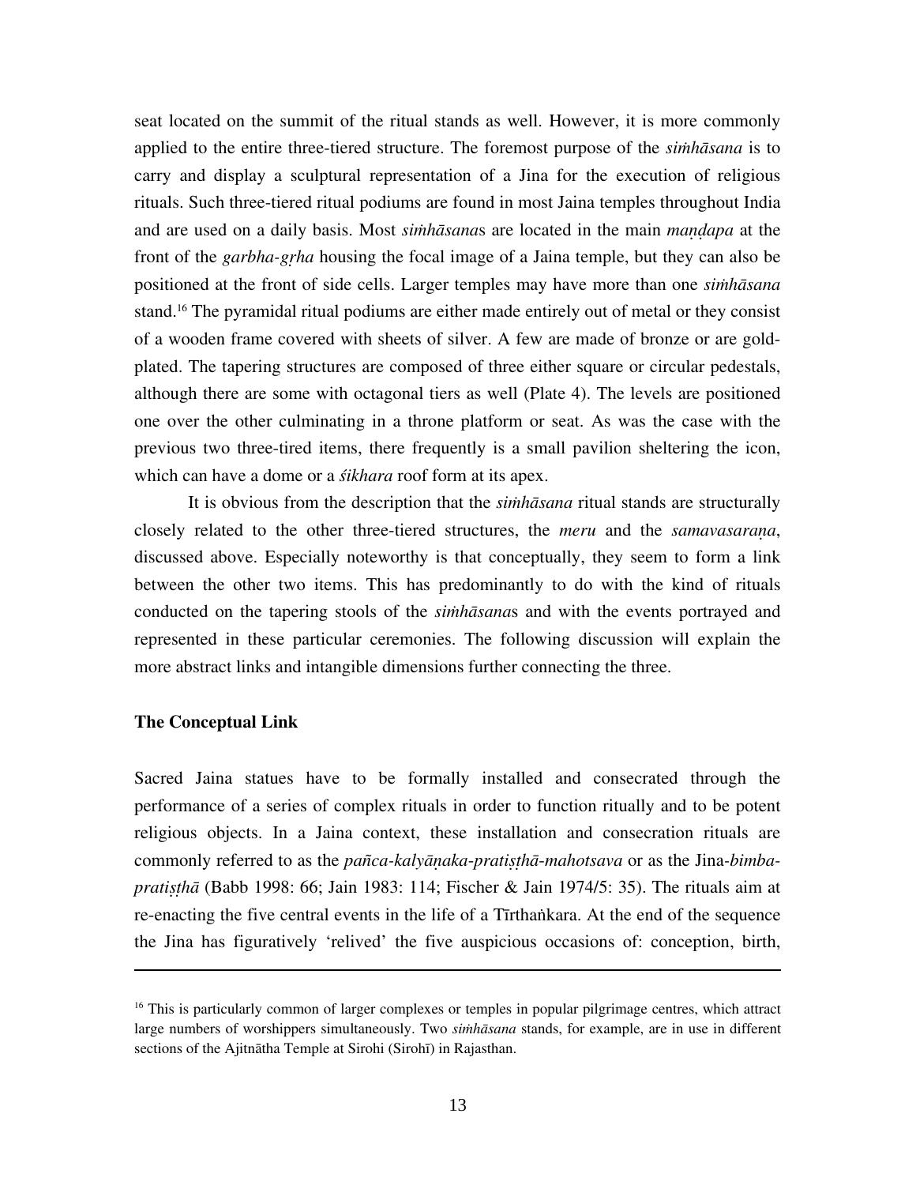seat located on the summit of the ritual stands as well. However, it is more commonly applied to the entire three-tiered structure. The foremost purpose of the *siṁhāsana* is to carry and display a sculptural representation of a Jina for the execution of religious rituals. Such three-tiered ritual podiums are found in most Jaina temples throughout India and are used on a daily basis. Most *siṁhāsana*s are located in the main *maṇḍapa* at the front of the *garbha-gṛha* housing the focal image of a Jaina temple, but they can also be positioned at the front of side cells. Larger temples may have more than one *siṁhāsana* stand.[16] The pyramidal ritual podiums are either made entirely out of metal or they consist of a wooden frame covered with sheets of silver. A few are made of bronze or are gold-plated. The tapering structures are composed of three either square or circular pedestals, although there are some with octagonal tiers as well (Plate 4). The levels are positioned one over the other culminating in a throne platform or seat. As was the case with the previous two three-tired items, there frequently is a small pavilion sheltering the icon, which can have a dome or a *śikhara* roof form at its apex.

It is obvious from the description that the *siṁhāsana* ritual stands are structurally closely related to the other three-tiered structures, the *meru* and the *samavasaraṇa*, discussed above. Especially noteworthy is that conceptually, they seem to form a link between the other two items. This has predominantly to do with the kind of rituals conducted on the tapering stools of the *siṁhāsana*s and with the events portrayed and represented in these particular ceremonies. The following discussion will explain the more abstract links and intangible dimensions further connecting the three.

**The Conceptual Link**

Sacred Jaina statues have to be formally installed and consecrated through the performance of a series of complex rituals in order to function ritually and to be potent religious objects. In a Jaina context, these installation and consecration rituals are commonly referred to as the *pañca-kalyāṇaka-pratiṣṭhā-mahotsava* or as the Jina-*bimba-pratiṣṭhā* (Babb 1998: 66; Jain 1983: 114; Fischer & Jain 1974/5: 35). The rituals aim at re-enacting the five central events in the life of a Tīrthaṅkara. At the end of the sequence the Jina has figuratively 'relived' the five auspicious occasions of: conception, birth,

---

[16] This is particularly common of larger complexes or temples in popular pilgrimage centres, which attract large numbers of worshippers simultaneously. Two *siṁhāsana* stands, for example, are in use in different sections of the Ajitnātha Temple at Sirohi (Sirohī) in Rajasthan.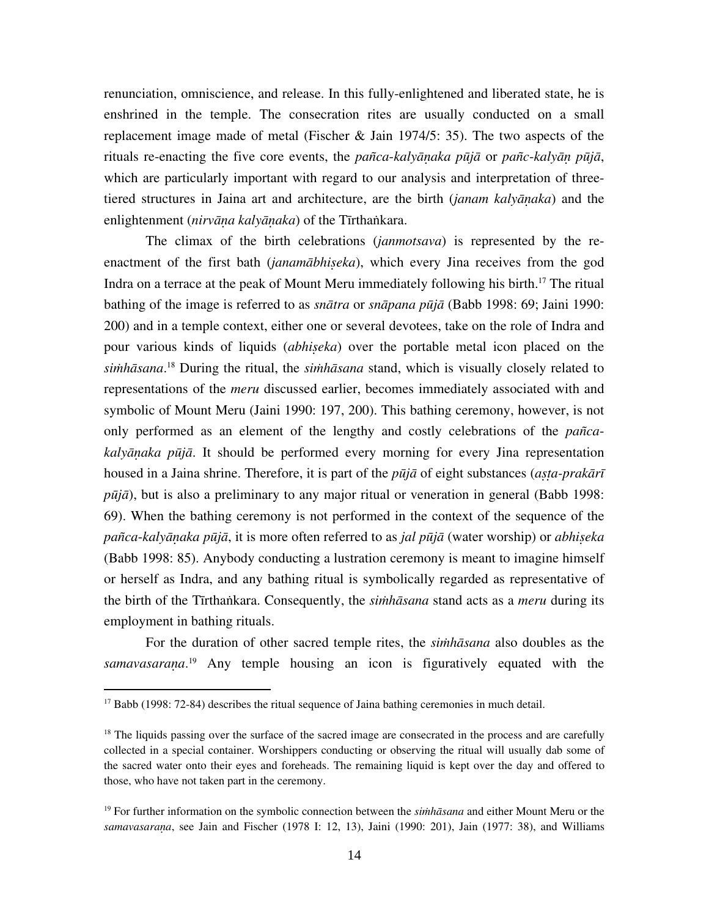renunciation, omniscience, and release. In this fully-enlightened and liberated state, he is enshrined in the temple. The consecration rites are usually conducted on a small replacement image made of metal (Fischer & Jain 1974/5: 35). The two aspects of the rituals re-enacting the five core events, the *pañca-kalyāṇaka pūjā* or *pañc-kalyāṇ pūjā*, which are particularly important with regard to our analysis and interpretation of three-tiered structures in Jaina art and architecture, are the birth (*janam kalyāṇaka*) and the enlightenment (*nirvāṇa kalyāṇaka*) of the Tīrthaṅkara.

The climax of the birth celebrations (*janmotsava*) is represented by the re-enactment of the first bath (*janamābhiṣeka*), which every Jina receives from the god Indra on a terrace at the peak of Mount Meru immediately following his birth.[17] The ritual bathing of the image is referred to as *snātra* or *snāpana pūjā* (Babb 1998: 69; Jaini 1990: 200) and in a temple context, either one or several devotees, take on the role of Indra and pour various kinds of liquids (*abhiṣeka*) over the portable metal icon placed on the *siṁhāsana*.[18] During the ritual, the *siṁhāsana* stand, which is visually closely related to representations of the *meru* discussed earlier, becomes immediately associated with and symbolic of Mount Meru (Jaini 1990: 197, 200). This bathing ceremony, however, is not only performed as an element of the lengthy and costly celebrations of the *pañca-kalyāṇaka pūjā*. It should be performed every morning for every Jina representation housed in a Jaina shrine. Therefore, it is part of the *pūjā* of eight substances (*aṣṭa-prakārī pūjā*), but is also a preliminary to any major ritual or veneration in general (Babb 1998: 69). When the bathing ceremony is not performed in the context of the sequence of the *pañca-kalyāṇaka pūjā*, it is more often referred to as *jal pūjā* (water worship) or *abhiṣeka* (Babb 1998: 85). Anybody conducting a lustration ceremony is meant to imagine himself or herself as Indra, and any bathing ritual is symbolically regarded as representative of the birth of the Tīrthaṅkara. Consequently, the *siṁhāsana* stand acts as a *meru* during its employment in bathing rituals.

For the duration of other sacred temple rites, the *siṁhāsana* also doubles as the *samavasaraṇa*.[19] Any temple housing an icon is figuratively equated with the

---

[17] Babb (1998: 72-84) describes the ritual sequence of Jaina bathing ceremonies in much detail.

[18] The liquids passing over the surface of the sacred image are consecrated in the process and are carefully collected in a special container. Worshippers conducting or observing the ritual will usually dab some of the sacred water onto their eyes and foreheads. The remaining liquid is kept over the day and offered to those, who have not taken part in the ceremony.

[19] For further information on the symbolic connection between the *siṁhāsana* and either Mount Meru or the *samavasaraṇa*, see Jain and Fischer (1978 I: 12, 13), Jaini (1990: 201), Jain (1977: 38), and Williams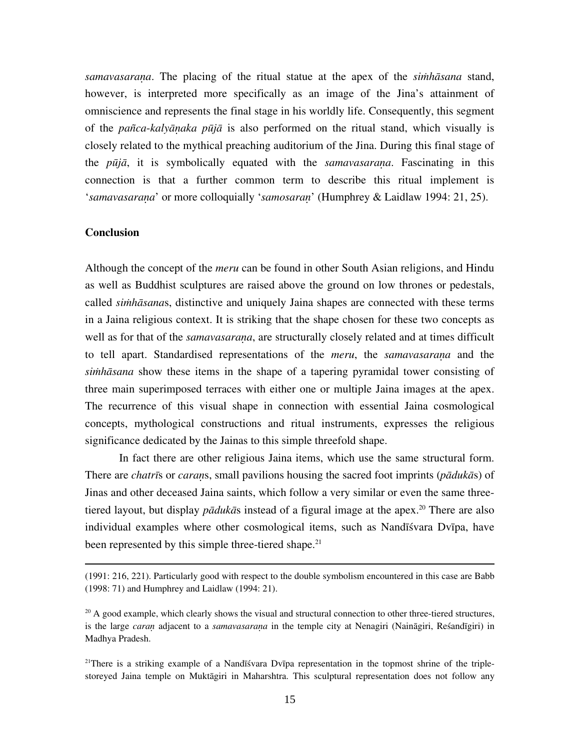*samavasaraṇa*. The placing of the ritual statue at the apex of the *siṁhāsana* stand, however, is interpreted more specifically as an image of the Jina's attainment of omniscience and represents the final stage in his worldly life. Consequently, this segment of the *pañca-kalyāṇaka pūjā* is also performed on the ritual stand, which visually is closely related to the mythical preaching auditorium of the Jina. During this final stage of the *pūjā*, it is symbolically equated with the *samavasaraṇa*. Fascinating in this connection is that a further common term to describe this ritual implement is '*samavasaraṇa*' or more colloquially '*samosaraṇ*' (Humphrey & Laidlaw 1994: 21, 25).

**Conclusion**

Although the concept of the *meru* can be found in other South Asian religions, and Hindu as well as Buddhist sculptures are raised above the ground on low thrones or pedestals, called *siṁhāsana*s, distinctive and uniquely Jaina shapes are connected with these terms in a Jaina religious context. It is striking that the shape chosen for these two concepts as well as for that of the *samavasaraṇa*, are structurally closely related and at times difficult to tell apart. Standardised representations of the *meru*, the *samavasaraṇa* and the *siṁhāsana* show these items in the shape of a tapering pyramidal tower consisting of three main superimposed terraces with either one or multiple Jaina images at the apex. The recurrence of this visual shape in connection with essential Jaina cosmological concepts, mythological constructions and ritual instruments, expresses the religious significance dedicated by the Jainas to this simple threefold shape.

In fact there are other religious Jaina items, which use the same structural form. There are *chatrī*s or *caraṇ*s, small pavilions housing the sacred foot imprints (*pādukā*s) of Jinas and other deceased Jaina saints, which follow a very similar or even the same three-tiered layout, but display *pādukā*s instead of a figural image at the apex.[20] There are also individual examples where other cosmological items, such as Nandīśvara Dvīpa, have been represented by this simple three-tiered shape.[21]

---

(1991: 216, 221). Particularly good with respect to the double symbolism encountered in this case are Babb (1998: 71) and Humphrey and Laidlaw (1994: 21).

[20] A good example, which clearly shows the visual and structural connection to other three-tiered structures, is the large *caraṇ* adjacent to a *samavasaraṇa* in the temple city at Nenagiri (Naināgiri, Reśandīgiri) in Madhya Pradesh.

[21] There is a striking example of a Nandīśvara Dvīpa representation in the topmost shrine of the triple-storeyed Jaina temple on Muktāgiri in Maharshtra. This sculptural representation does not follow any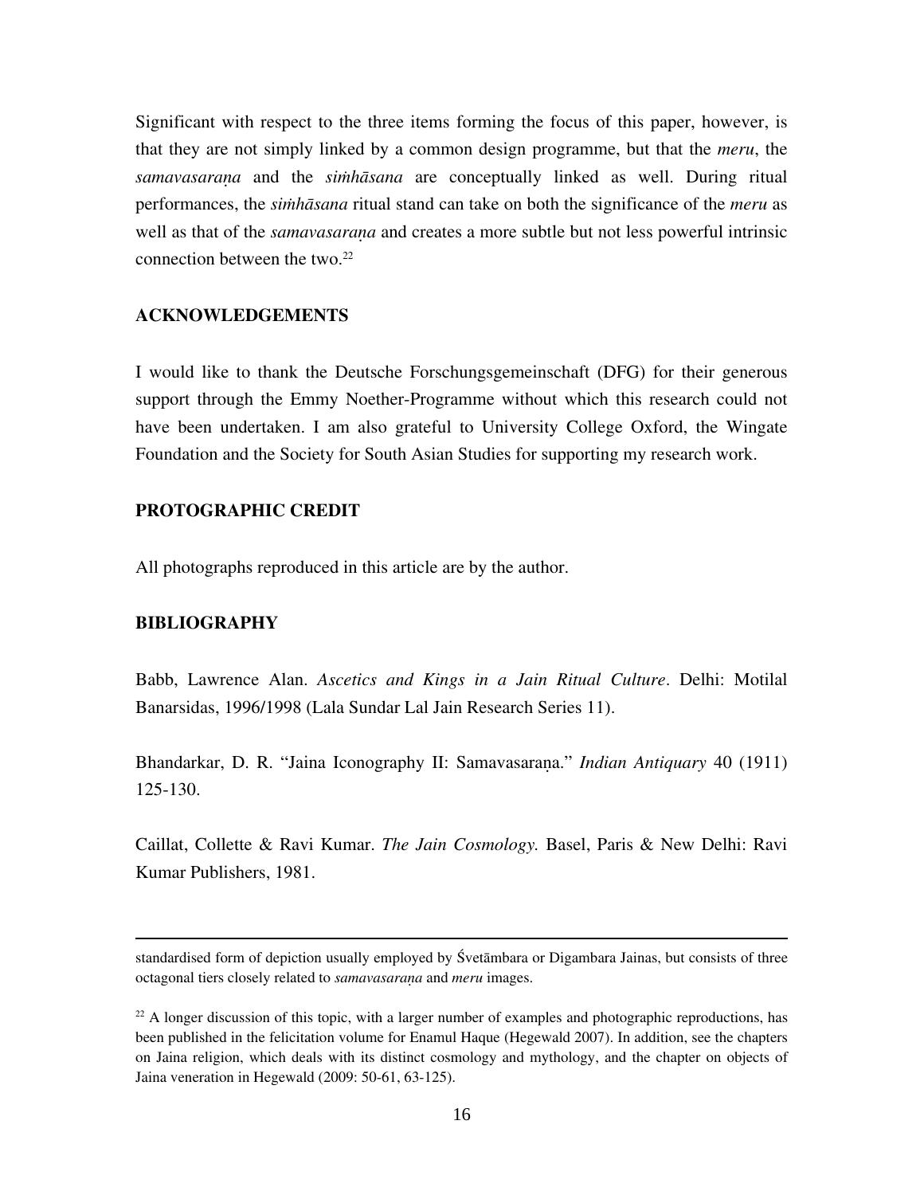Significant with respect to the three items forming the focus of this paper, however, is that they are not simply linked by a common design programme, but that the *meru*, the *samavasaraṇa* and the *siṁhāsana* are conceptually linked as well. During ritual performances, the *siṁhāsana* ritual stand can take on both the significance of the *meru* as well as that of the *samavasaraṇa* and creates a more subtle but not less powerful intrinsic connection between the two.[22]

## ACKNOWLEDGEMENTS

I would like to thank the Deutsche Forschungsgemeinschaft (DFG) for their generous support through the Emmy Noether-Programme without which this research could not have been undertaken. I am also grateful to University College Oxford, the Wingate Foundation and the Society for South Asian Studies for supporting my research work.

## PROTOGRAPHIC CREDIT

All photographs reproduced in this article are by the author.

## BIBLIOGRAPHY

Babb, Lawrence Alan. *Ascetics and Kings in a Jain Ritual Culture*. Delhi: Motilal Banarsidas, 1996/1998 (Lala Sundar Lal Jain Research Series 11).

Bhandarkar, D. R. "Jaina Iconography II: Samavasaraṇa." *Indian Antiquary* 40 (1911) 125-130.

Caillat, Collette & Ravi Kumar. *The Jain Cosmology.* Basel, Paris & New Delhi: Ravi Kumar Publishers, 1981.

---

standardised form of depiction usually employed by Śvetāmbara or Digambara Jainas, but consists of three octagonal tiers closely related to *samavasaraṇa* and *meru* images.

[22] A longer discussion of this topic, with a larger number of examples and photographic reproductions, has been published in the felicitation volume for Enamul Haque (Hegewald 2007). In addition, see the chapters on Jaina religion, which deals with its distinct cosmology and mythology, and the chapter on objects of Jaina veneration in Hegewald (2009: 50-61, 63-125).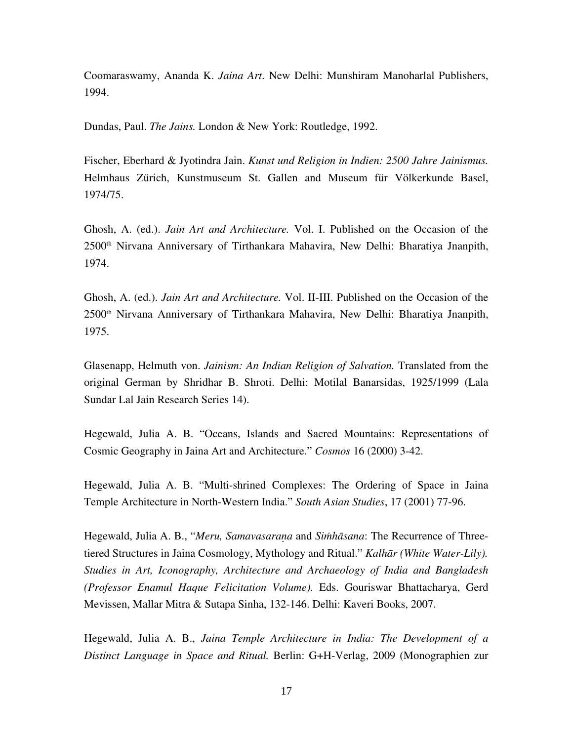Coomaraswamy, Ananda K. *Jaina Art*. New Delhi: Munshiram Manoharlal Publishers, 1994.

Dundas, Paul. *The Jains.* London & New York: Routledge, 1992.

Fischer, Eberhard & Jyotindra Jain. *Kunst und Religion in Indien: 2500 Jahre Jainismus.* Helmhaus Zürich, Kunstmuseum St. Gallen and Museum für Völkerkunde Basel, 1974/75.

Ghosh, A. (ed.). *Jain Art and Architecture.* Vol. I. Published on the Occasion of the 2500th Nirvana Anniversary of Tirthankara Mahavira, New Delhi: Bharatiya Jnanpith, 1974.

Ghosh, A. (ed.). *Jain Art and Architecture.* Vol. II-III. Published on the Occasion of the 2500th Nirvana Anniversary of Tirthankara Mahavira, New Delhi: Bharatiya Jnanpith, 1975.

Glasenapp, Helmuth von. *Jainism: An Indian Religion of Salvation.* Translated from the original German by Shridhar B. Shroti. Delhi: Motilal Banarsidas, 1925/1999 (Lala Sundar Lal Jain Research Series 14).

Hegewald, Julia A. B. "Oceans, Islands and Sacred Mountains: Representations of Cosmic Geography in Jaina Art and Architecture." *Cosmos* 16 (2000) 3-42.

Hegewald, Julia A. B. "Multi-shrined Complexes: The Ordering of Space in Jaina Temple Architecture in North-Western India." *South Asian Studies*, 17 (2001) 77-96.

Hegewald, Julia A. B., "*Meru, Samavasaraṇa* and *Siṁhāsana*: The Recurrence of Three-tiered Structures in Jaina Cosmology, Mythology and Ritual." *Kalhār (White Water-Lily). Studies in Art, Iconography, Architecture and Archaeology of India and Bangladesh (Professor Enamul Haque Felicitation Volume).* Eds. Gouriswar Bhattacharya, Gerd Mevissen, Mallar Mitra & Sutapa Sinha, 132-146. Delhi: Kaveri Books, 2007.

Hegewald, Julia A. B., *Jaina Temple Architecture in India: The Development of a Distinct Language in Space and Ritual.* Berlin: G+H-Verlag, 2009 (Monographien zur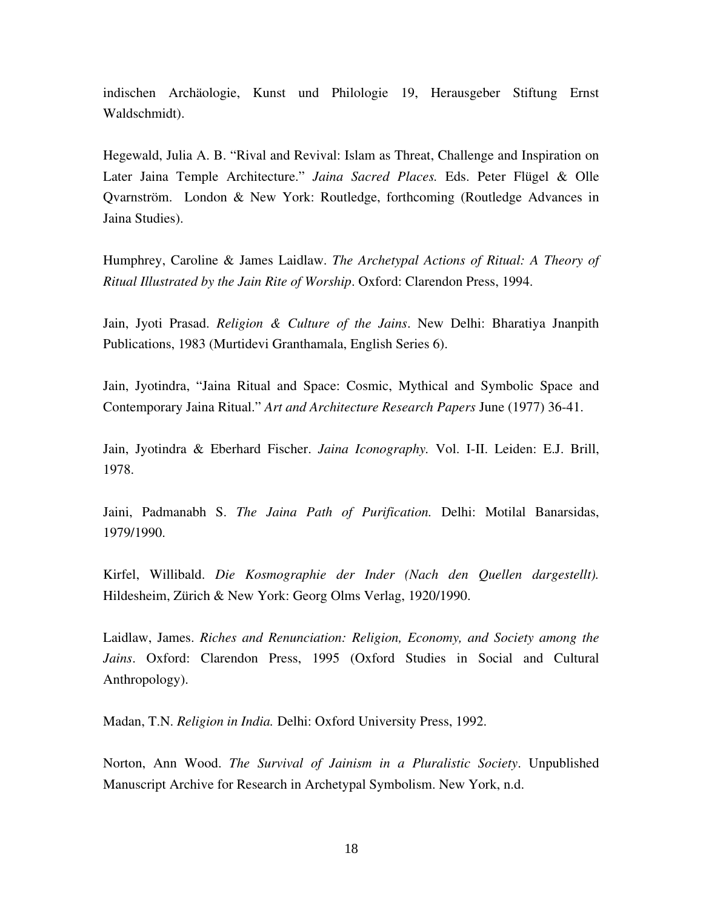indischen Archäologie, Kunst und Philologie 19, Herausgeber Stiftung Ernst Waldschmidt).

Hegewald, Julia A. B. "Rival and Revival: Islam as Threat, Challenge and Inspiration on Later Jaina Temple Architecture." *Jaina Sacred Places.* Eds. Peter Flügel & Olle Qvarnström. London & New York: Routledge, forthcoming (Routledge Advances in Jaina Studies).

Humphrey, Caroline & James Laidlaw. *The Archetypal Actions of Ritual: A Theory of Ritual Illustrated by the Jain Rite of Worship*. Oxford: Clarendon Press, 1994.

Jain, Jyoti Prasad. *Religion & Culture of the Jains*. New Delhi: Bharatiya Jnanpith Publications, 1983 (Murtidevi Granthamala, English Series 6).

Jain, Jyotindra, "Jaina Ritual and Space: Cosmic, Mythical and Symbolic Space and Contemporary Jaina Ritual." *Art and Architecture Research Papers* June (1977) 36-41.

Jain, Jyotindra & Eberhard Fischer. *Jaina Iconography.* Vol. I-II. Leiden: E.J. Brill, 1978.

Jaini, Padmanabh S. *The Jaina Path of Purification.* Delhi: Motilal Banarsidas, 1979/1990.

Kirfel, Willibald. *Die Kosmographie der Inder (Nach den Quellen dargestellt).* Hildesheim, Zürich & New York: Georg Olms Verlag, 1920/1990.

Laidlaw, James. *Riches and Renunciation: Religion, Economy, and Society among the Jains*. Oxford: Clarendon Press, 1995 (Oxford Studies in Social and Cultural Anthropology).

Madan, T.N. *Religion in India.* Delhi: Oxford University Press, 1992.

Norton, Ann Wood. *The Survival of Jainism in a Pluralistic Society*. Unpublished Manuscript Archive for Research in Archetypal Symbolism. New York, n.d.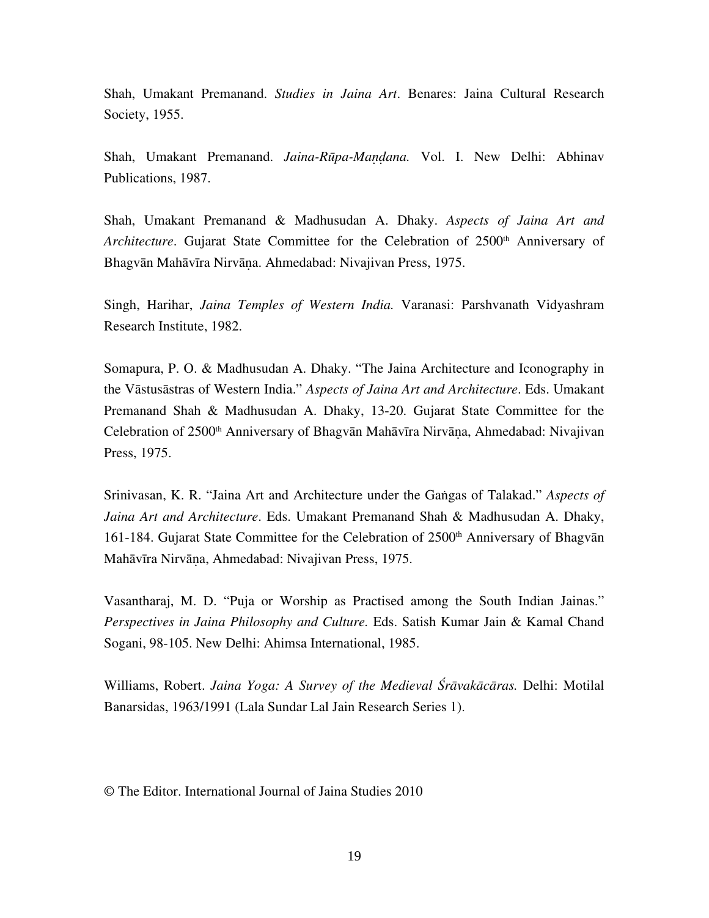Shah, Umakant Premanand. *Studies in Jaina Art*. Benares: Jaina Cultural Research Society, 1955.

Shah, Umakant Premanand. *Jaina-Rūpa-Maṇḍana.* Vol. I. New Delhi: Abhinav Publications, 1987.

Shah, Umakant Premanand & Madhusudan A. Dhaky. *Aspects of Jaina Art and Architecture*. Gujarat State Committee for the Celebration of 2500th Anniversary of Bhagvān Mahāvīra Nirvāṇa. Ahmedabad: Nivajivan Press, 1975.

Singh, Harihar, *Jaina Temples of Western India.* Varanasi: Parshvanath Vidyashram Research Institute, 1982.

Somapura, P. O. & Madhusudan A. Dhaky. "The Jaina Architecture and Iconography in the Vāstusāstras of Western India." *Aspects of Jaina Art and Architecture*. Eds. Umakant Premanand Shah & Madhusudan A. Dhaky, 13-20. Gujarat State Committee for the Celebration of 2500th Anniversary of Bhagvān Mahāvīra Nirvāṇa, Ahmedabad: Nivajivan Press, 1975.

Srinivasan, K. R. "Jaina Art and Architecture under the Gaṅgas of Talakad." *Aspects of Jaina Art and Architecture*. Eds. Umakant Premanand Shah & Madhusudan A. Dhaky, 161-184. Gujarat State Committee for the Celebration of 2500th Anniversary of Bhagvān Mahāvīra Nirvāṇa, Ahmedabad: Nivajivan Press, 1975.

Vasantharaj, M. D. "Puja or Worship as Practised among the South Indian Jainas." *Perspectives in Jaina Philosophy and Culture.* Eds. Satish Kumar Jain & Kamal Chand Sogani, 98-105. New Delhi: Ahimsa International, 1985.

Williams, Robert. *Jaina Yoga: A Survey of the Medieval Śrāvakācāras.* Delhi: Motilal Banarsidas, 1963/1991 (Lala Sundar Lal Jain Research Series 1).

© The Editor. International Journal of Jaina Studies 2010